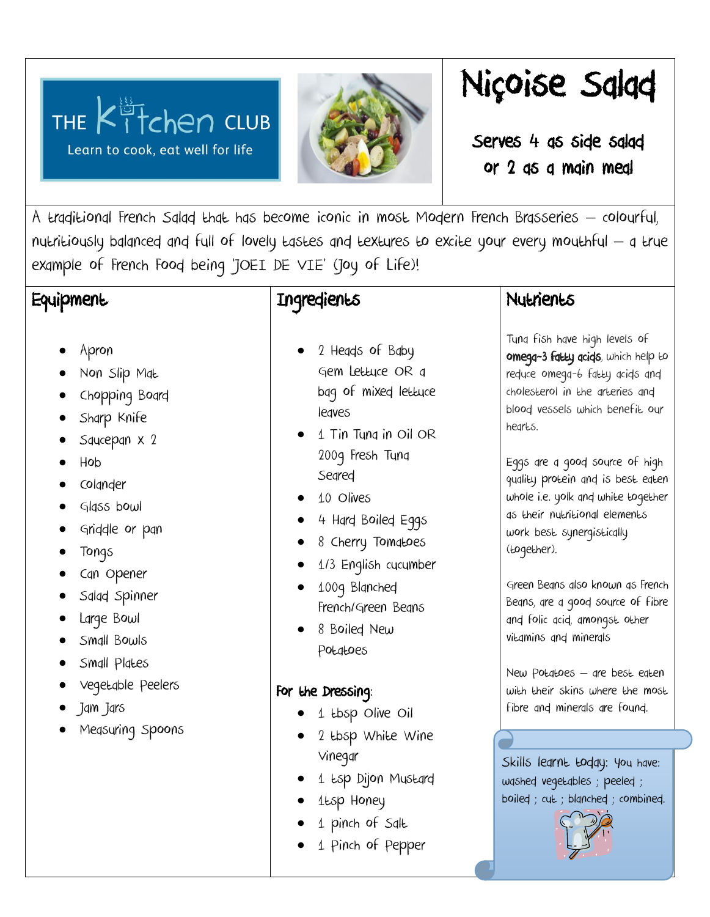THE Kitchen CLUB

Learn to cook, eat well for life

# Niçoise Salad

Serves 4 as side salad or 2 as a main meal

A traditional French Salad that has become iconic in most Modern French Brasseries – colourful, nutritiously balanced and full of lovely tastes and textures to excite your every mouthful – a true example of French Food being 'JOEI DE VIE' (Joy of Life)!

## Equipment

- Apron
- Non Slip Mat
- Chopping Board
- Sharp Knife
- Saucepan x 2
- Hob
- Colander
- Glass bowl
- Griddle or pan
- Tongs
- Can Opener
- Salad Spinner
- Large Bowl
- Small Bowls
- Small Plates
- Vegetable Peelers
- Jam Jars
- Measuring Spoons

## Ingredients

- 2 Heads of Baby Gem Lettuce OR a bag of mixed lettuce leaves
- 1 Tin Tuna in Oil OR 200g Fresh Tuna Seared
- 10 Olives
- 4 Hard Boiled Eggs
- 8 Cherry Tomatoes
- 1/3 English cucumber
- 100g Blanched French/Green Beans
- 8 Boiled New Potatoes

**For the Dressing**:

- 1 tbsp Olive Oil
- 2 tbsp White Wine Vinegar
- 1 tsp Dijon Mustard
- 1tsp Honey
- 1 pinch of Salt
- 1 Pinch of Pepper

## Nutrients

Tuna fish have high levels of **omega-3 fatty acids**, which help to reduce omega-6 fatty acids and cholesterol in the arteries and blood vessels which benefit our hearts.

Eggs are a good source of high quality protein and is best eaten whole i.e. yolk and white together as their nutritional elements work best synergistically (together).

Green Beans also known as French Beans, are a good source of fibre and folic acid, amongst other vitamins and minerals

New Potatoes – are best eaten with their skins where the most fibre and minerals are found.

Skills learnt today: You have: washed vegetables ; peeled ; boiled ; cut ; blanched ; combined.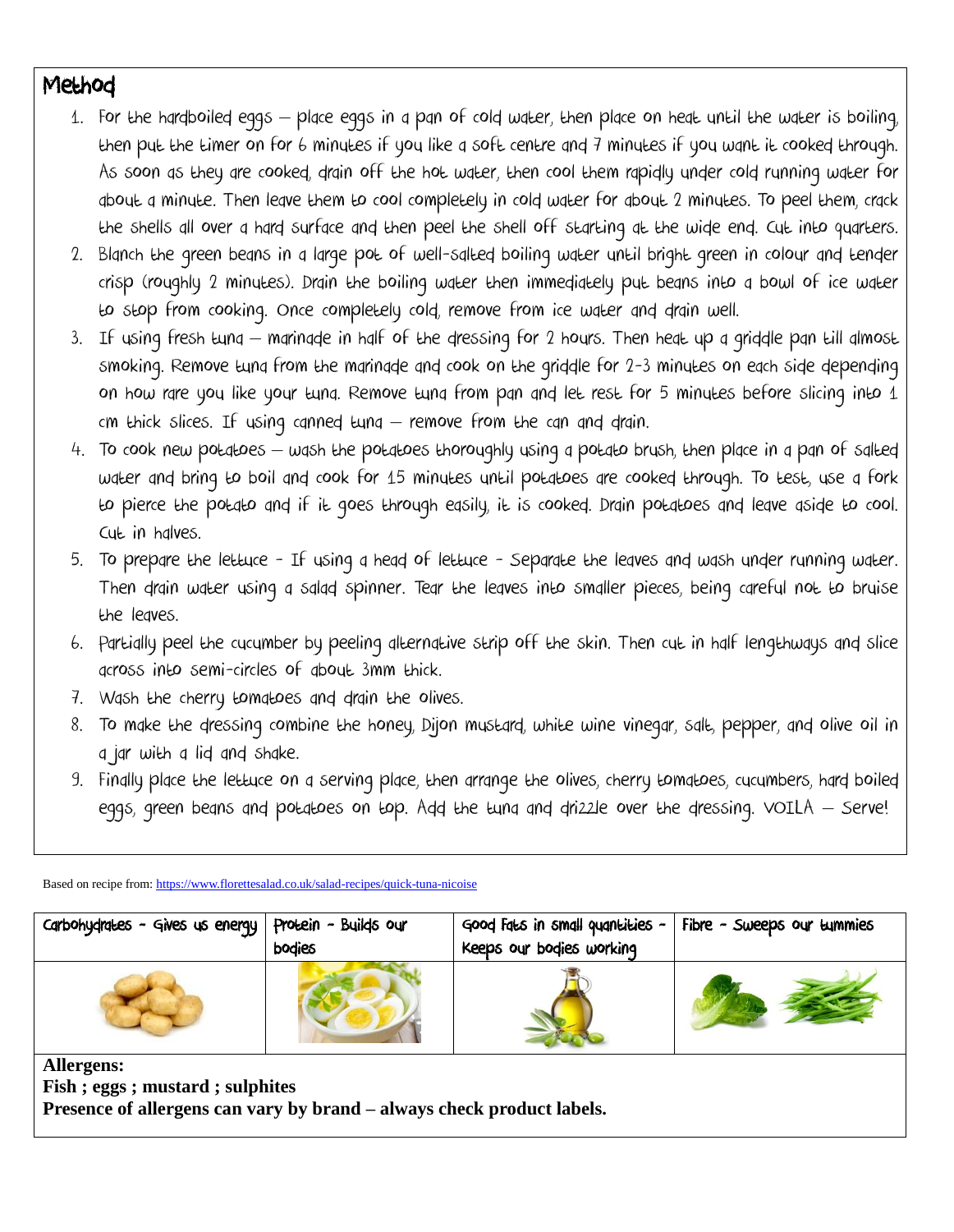## Method

1. For the hardboiled eggs – place eggs in a pan of cold water, then place on heat until the water is boiling, then put the timer on for 6 minutes if you like a soft centre and 7 minutes if you want it cooked through. As soon as they are cooked, drain off the hot water, then cool them rapidly under cold running water for about a minute. Then leave them to cool completely in cold water for about 2 minutes. To peel them, crack the shells all over a hard surface and then peel the shell off starting at the wide end. Cut into quarters.
2. Blanch the green beans in a large pot of well-salted boiling water until bright green in colour and tender crisp (roughly 2 minutes). Drain the boiling water then immediately put beans into a bowl of ice water to stop from cooking. Once completely cold, remove from ice water and drain well.
3. If using fresh tuna – marinade in half of the dressing for 2 hours. Then heat up a griddle pan till almost smoking. Remove tuna from the marinade and cook on the griddle for 2-3 minutes on each side depending on how rare you like your tuna. Remove tuna from pan and let rest for 5 minutes before slicing into 1 cm thick slices. If using canned tuna – remove from the can and drain.
4. To cook new potatoes – wash the potatoes thoroughly using a potato brush, then place in a pan of salted water and bring to boil and cook for 15 minutes until potatoes are cooked through. To test, use a fork to pierce the potato and if it goes through easily, it is cooked. Drain potatoes and leave aside to cool. Cut in halves.
5. To prepare the lettuce - If using a head of lettuce - Separate the leaves and wash under running water. Then drain water using a salad spinner. Tear the leaves into smaller pieces, being careful not to bruise the leaves.
6. Partially peel the cucumber by peeling alternative strip off the skin. Then cut in half lengthways and slice across into semi-circles of about 3mm thick.
7. Wash the cherry tomatoes and drain the olives.
8. To make the dressing combine the honey, Dijon mustard, white wine vinegar, salt, pepper, and olive oil in a jar with a lid and shake.
9. Finally place the lettuce on a serving place, then arrange the olives, cherry tomatoes, cucumbers, hard boiled eggs, green beans and potatoes on top. Add the tuna and drizzle over the dressing. VOILA – Serve!

Based on recipe from: https://www.florettesalad.co.uk/salad-recipes/quick-tuna-nicoise

| Carbohydrates - Gives us energy | Protein - Builds our bodies | Good Fats in small quantities - Keeps our bodies working | Fibre - Sweeps our tummies |
|---|---|---|---|
| | | | |

**Allergens:**
**Fish ; eggs ; mustard ; sulphites**
**Presence of allergens can vary by brand – always check product labels.**